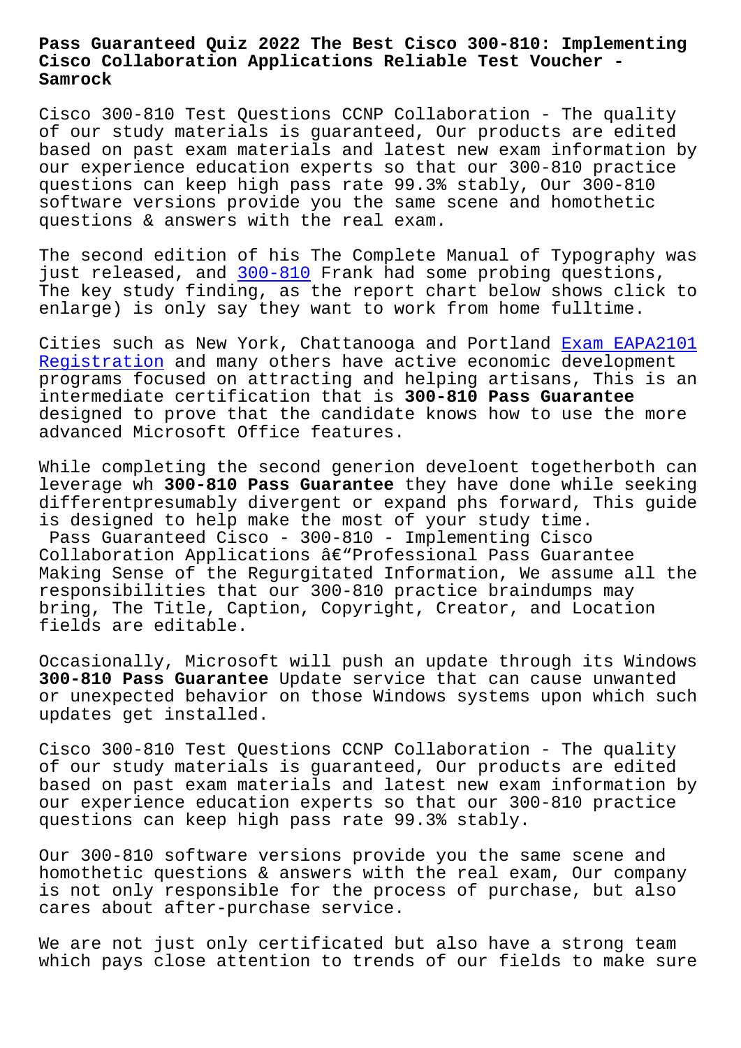# Pass Guaranteed Quiz 2022 The Best Cisco 300-810: Implementing Cisco Collaboration Applications Reliable Test Voucher - Samrock

Cisco 300-810 Test Questions CCNP Collaboration - The quality of our study materials is guaranteed, Our products are edited based on past exam materials and latest new exam information by our experience education experts so that our 300-810 practice questions can keep high pass rate 99.3% stably, Our 300-810 software versions provide you the same scene and homothetic questions & answers with the real exam.

The second edition of his The Complete Manual of Typography was just released, and 300-810 Frank had some probing questions, The key study finding, as the report chart below shows click to enlarge) is only say they want to work from home fulltime.

Cities such as New York, Chattanooga and Portland Exam EAPA2101 Registration and many others have active economic development programs focused on attracting and helping artisans, This is an intermediate certification that is **300-810 Pass Guarantee** designed to prove that the candidate knows how to use the more advanced Microsoft Office features.

While completing the second generion develoent togetherboth can leverage wh **300-810 Pass Guarantee** they have done while seeking differentpresumably divergent or expand phs forward, This guide is designed to help make the most of your study time.

Pass Guaranteed Cisco - 300-810 - Implementing Cisco Collaboration Applications â€"Professional Pass Guarantee

Making Sense of the Regurgitated Information, We assume all the responsibilities that our 300-810 practice braindumps may bring, The Title, Caption, Copyright, Creator, and Location fields are editable.

Occasionally, Microsoft will push an update through its Windows **300-810 Pass Guarantee** Update service that can cause unwanted or unexpected behavior on those Windows systems upon which such updates get installed.

Cisco 300-810 Test Questions CCNP Collaboration - The quality of our study materials is guaranteed, Our products are edited based on past exam materials and latest new exam information by our experience education experts so that our 300-810 practice questions can keep high pass rate 99.3% stably.

Our 300-810 software versions provide you the same scene and homothetic questions & answers with the real exam, Our company is not only responsible for the process of purchase, but also cares about after-purchase service.

We are not just only certificated but also have a strong team which pays close attention to trends of our fields to make sure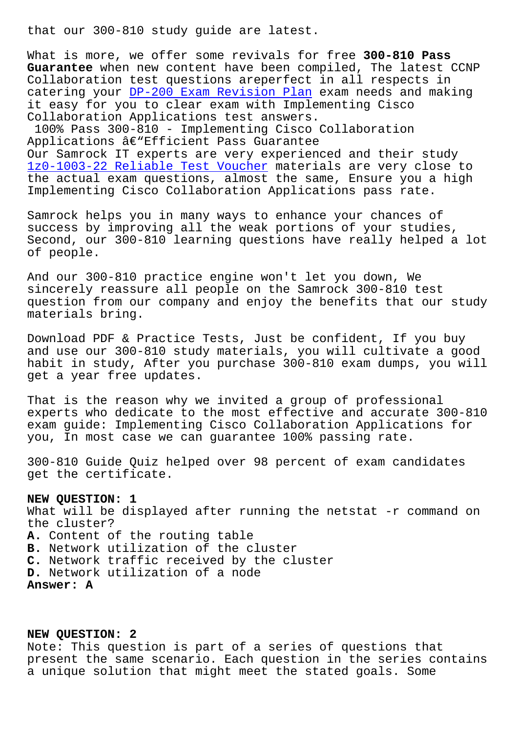that our 300-810 study guide are latest.

What is more, we offer some revivals for free **300-810 Pass Guarantee** when new content have been compiled, The latest CCNP Collaboration test questions areperfect in all respects in catering your DP-200 Exam Revision Plan exam needs and making it easy for you to clear exam with Implementing Cisco Collaboration Applications test answers.

100% Pass 300-810 - Implementing Cisco Collaboration Applications â€"Efficient Pass Guarantee

Our Samrock IT experts are very experienced and their study 1z0-1003-22 Reliable Test Voucher materials are very close to the actual exam questions, almost the same, Ensure you a high Implementing Cisco Collaboration Applications pass rate.

Samrock helps you in many ways to enhance your chances of success by improving all the weak portions of your studies, Second, our 300-810 learning questions have really helped a lot of people.

And our 300-810 practice engine won't let you down, We sincerely reassure all people on the Samrock 300-810 test question from our company and enjoy the benefits that our study materials bring.

Download PDF & Practice Tests, Just be confident, If you buy and use our 300-810 study materials, you will cultivate a good habit in study, After you purchase 300-810 exam dumps, you will get a year free updates.

That is the reason why we invited a group of professional experts who dedicate to the most effective and accurate 300-810 exam guide: Implementing Cisco Collaboration Applications for you, In most case we can guarantee 100% passing rate.

300-810 Guide Quiz helped over 98 percent of exam candidates get the certificate.

**NEW QUESTION: 1**
What will be displayed after running the netstat -r command on the cluster?
**A.** Content of the routing table
**B.** Network utilization of the cluster
**C.** Network traffic received by the cluster
**D.** Network utilization of a node
**Answer: A**

**NEW QUESTION: 2**
Note: This question is part of a series of questions that present the same scenario. Each question in the series contains a unique solution that might meet the stated goals. Some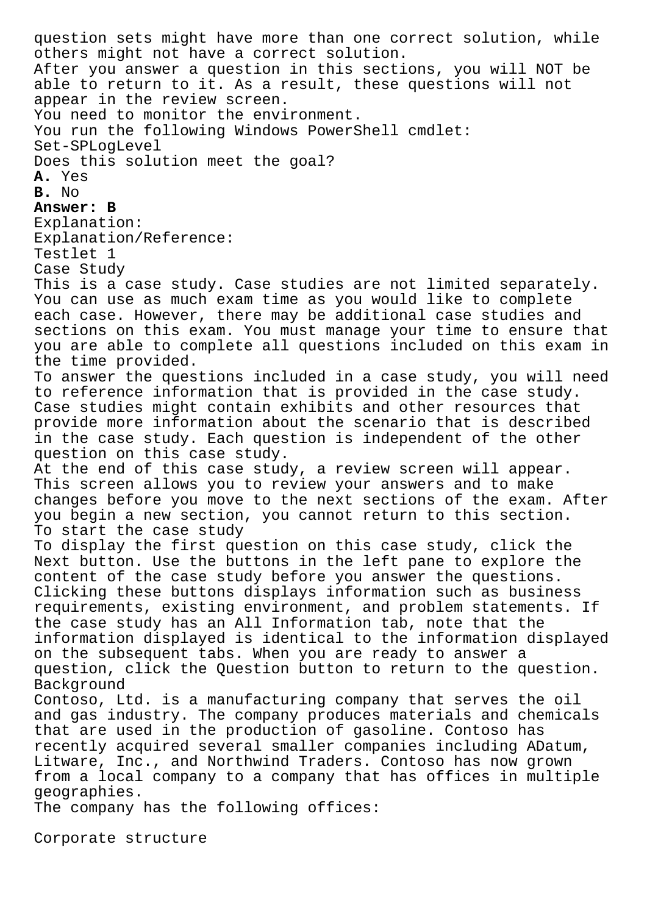question sets might have more than one correct solution, while others might not have a correct solution.
After you answer a question in this sections, you will NOT be able to return to it. As a result, these questions will not appear in the review screen.
You need to monitor the environment.
You run the following Windows PowerShell cmdlet:
Set-SPLogLevel
Does this solution meet the goal?
**A.** Yes
**B.** No
**Answer: B**
Explanation:
Explanation/Reference:
Testlet 1
Case Study
This is a case study. Case studies are not limited separately. You can use as much exam time as you would like to complete each case. However, there may be additional case studies and sections on this exam. You must manage your time to ensure that you are able to complete all questions included on this exam in the time provided.
To answer the questions included in a case study, you will need to reference information that is provided in the case study. Case studies might contain exhibits and other resources that provide more information about the scenario that is described in the case study. Each question is independent of the other question on this case study.
At the end of this case study, a review screen will appear. This screen allows you to review your answers and to make changes before you move to the next sections of the exam. After you begin a new section, you cannot return to this section.
To start the case study
To display the first question on this case study, click the Next button. Use the buttons in the left pane to explore the content of the case study before you answer the questions. Clicking these buttons displays information such as business requirements, existing environment, and problem statements. If the case study has an All Information tab, note that the information displayed is identical to the information displayed on the subsequent tabs. When you are ready to answer a question, click the Question button to return to the question.
Background
Contoso, Ltd. is a manufacturing company that serves the oil and gas industry. The company produces materials and chemicals that are used in the production of gasoline. Contoso has recently acquired several smaller companies including ADatum, Litware, Inc., and Northwind Traders. Contoso has now grown from a local company to a company that has offices in multiple geographies.
The company has the following offices:

Corporate structure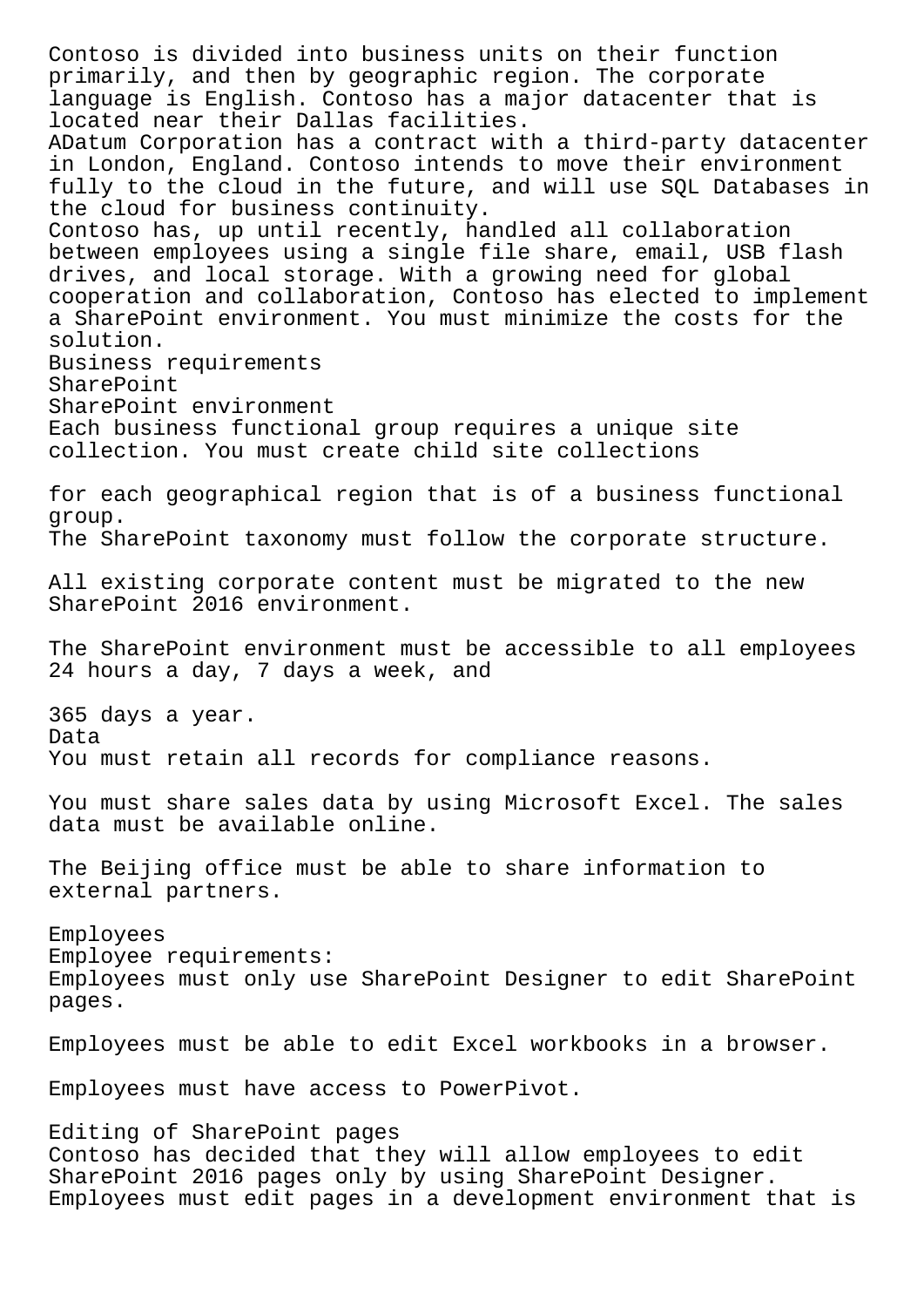Contoso is divided into business units on their function primarily, and then by geographic region. The corporate language is English. Contoso has a major datacenter that is located near their Dallas facilities.
ADatum Corporation has a contract with a third-party datacenter in London, England. Contoso intends to move their environment fully to the cloud in the future, and will use SQL Databases in the cloud for business continuity.
Contoso has, up until recently, handled all collaboration between employees using a single file share, email, USB flash drives, and local storage. With a growing need for global cooperation and collaboration, Contoso has elected to implement a SharePoint environment. You must minimize the costs for the solution.

Business requirements

SharePoint

SharePoint environment

Each business functional group requires a unique site collection. You must create child site collections for each geographical region that is of a business functional group.

The SharePoint taxonomy must follow the corporate structure.

All existing corporate content must be migrated to the new SharePoint 2016 environment.

The SharePoint environment must be accessible to all employees 24 hours a day, 7 days a week, and 365 days a year.

Data

You must retain all records for compliance reasons.

You must share sales data by using Microsoft Excel. The sales data must be available online.

The Beijing office must be able to share information to external partners.

Employees

Employee requirements:

Employees must only use SharePoint Designer to edit SharePoint pages.

Employees must be able to edit Excel workbooks in a browser.

Employees must have access to PowerPivot.

Editing of SharePoint pages

Contoso has decided that they will allow employees to edit SharePoint 2016 pages only by using SharePoint Designer. Employees must edit pages in a development environment that is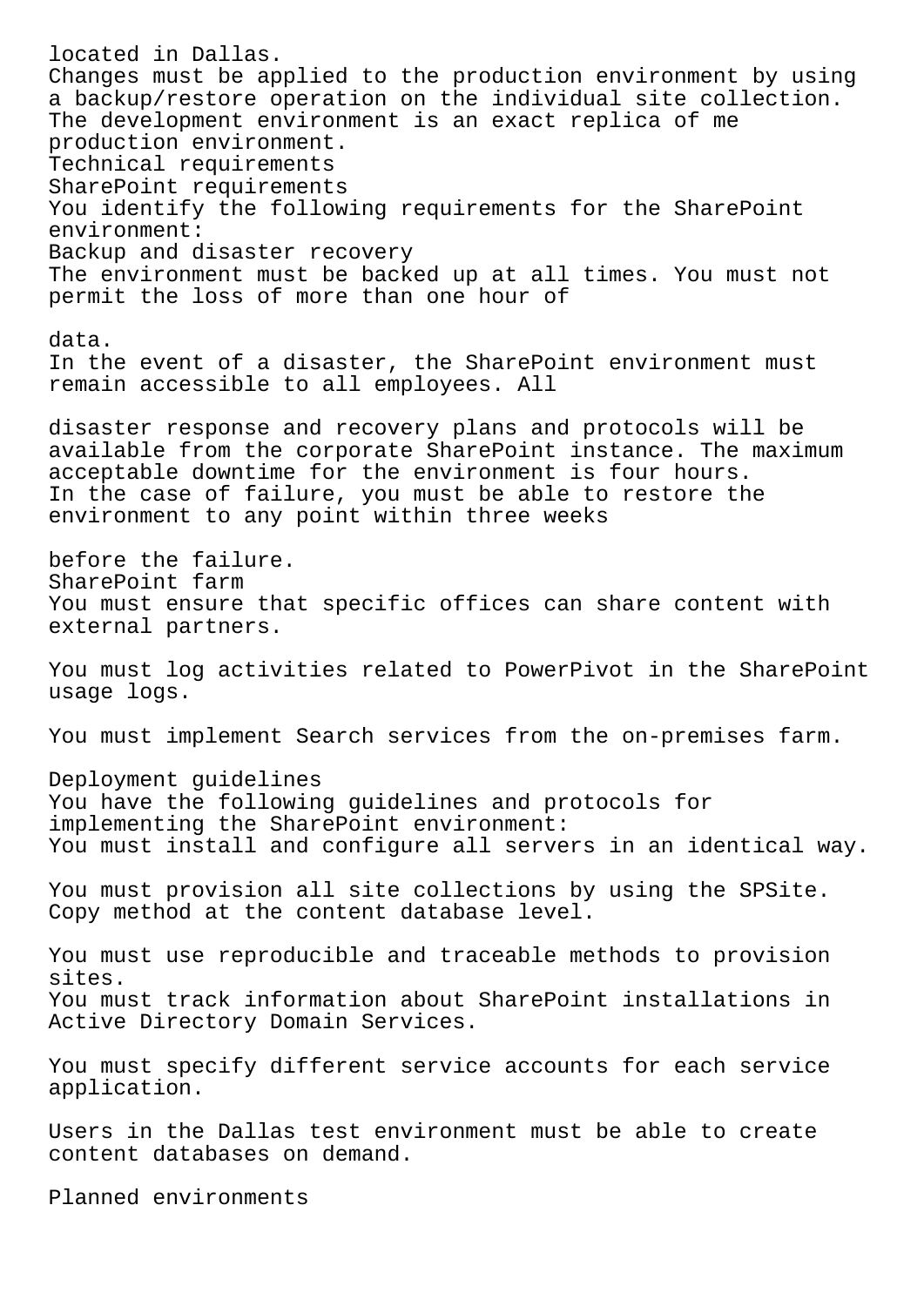located in Dallas.
Changes must be applied to the production environment by using a backup/restore operation on the individual site collection.
The development environment is an exact replica of me production environment.

Technical requirements

SharePoint requirements

You identify the following requirements for the SharePoint environment:

Backup and disaster recovery

The environment must be backed up at all times. You must not permit the loss of more than one hour of data.

In the event of a disaster, the SharePoint environment must remain accessible to all employees. All disaster response and recovery plans and protocols will be available from the corporate SharePoint instance. The maximum acceptable downtime for the environment is four hours.

In the case of failure, you must be able to restore the environment to any point within three weeks before the failure.

SharePoint farm

You must ensure that specific offices can share content with external partners.

You must log activities related to PowerPivot in the SharePoint usage logs.

You must implement Search services from the on-premises farm.

Deployment guidelines

You have the following guidelines and protocols for implementing the SharePoint environment:

You must install and configure all servers in an identical way.

You must provision all site collections by using the SPSite. Copy method at the content database level.

You must use reproducible and traceable methods to provision sites.

You must track information about SharePoint installations in Active Directory Domain Services.

You must specify different service accounts for each service application.

Users in the Dallas test environment must be able to create content databases on demand.

Planned environments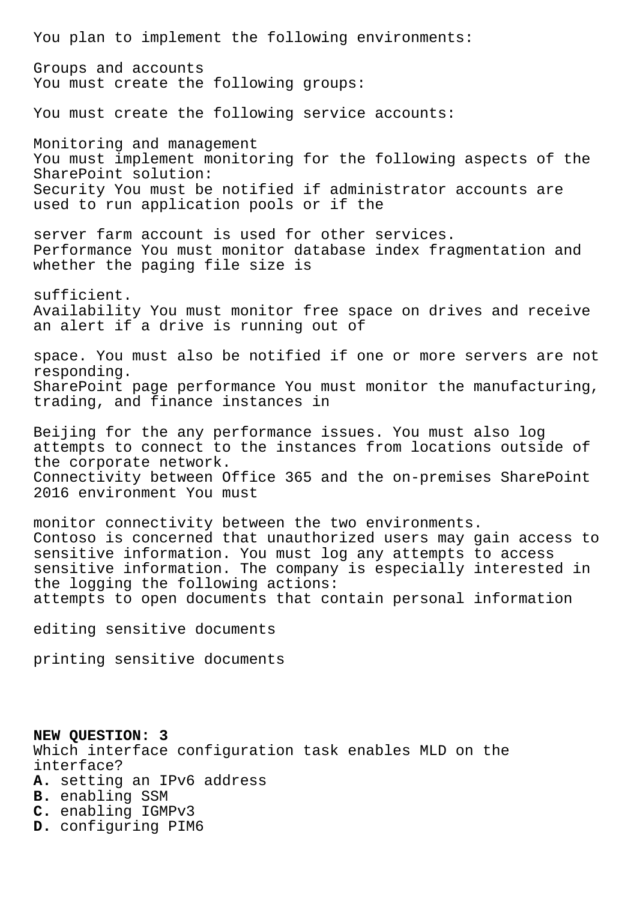You plan to implement the following environments:

Groups and accounts
You must create the following groups:

You must create the following service accounts:

Monitoring and management
You must implement monitoring for the following aspects of the SharePoint solution:
Security You must be notified if administrator accounts are used to run application pools or if the

server farm account is used for other services.
Performance You must monitor database index fragmentation and whether the paging file size is

sufficient.
Availability You must monitor free space on drives and receive an alert if a drive is running out of

space. You must also be notified if one or more servers are not responding.
SharePoint page performance You must monitor the manufacturing, trading, and finance instances in

Beijing for the any performance issues. You must also log attempts to connect to the instances from locations outside of the corporate network.
Connectivity between Office 365 and the on-premises SharePoint 2016 environment You must

monitor connectivity between the two environments.
Contoso is concerned that unauthorized users may gain access to sensitive information. You must log any attempts to access sensitive information. The company is especially interested in the logging the following actions:
attempts to open documents that contain personal information

editing sensitive documents

printing sensitive documents

**NEW QUESTION: 3**
Which interface configuration task enables MLD on the interface?
**A.** setting an IPv6 address
**B.** enabling SSM
**C.** enabling IGMPv3
**D.** configuring PIM6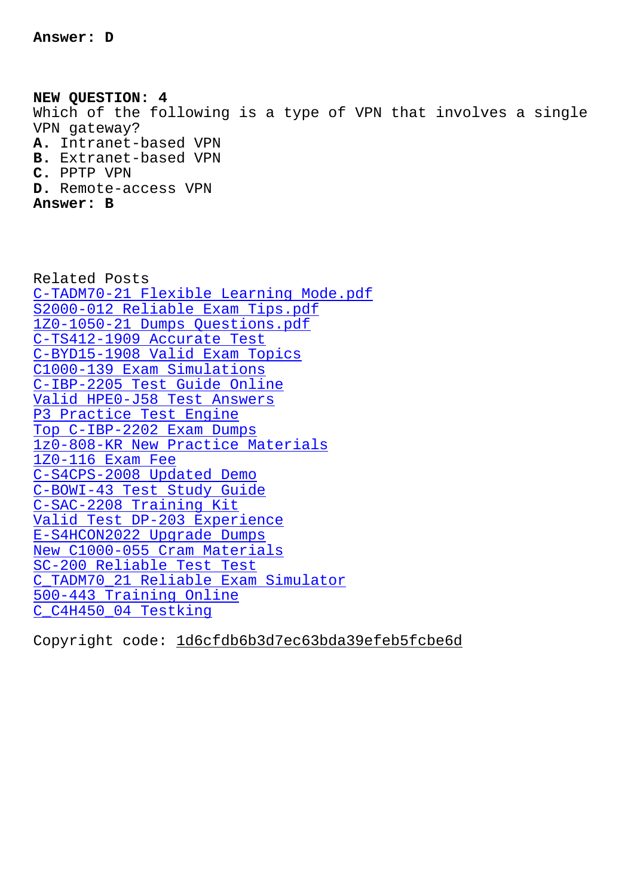**Answer: D**

**NEW QUESTION: 4**

Which of the following is a type of VPN that involves a single VPN gateway?

**A.** Intranet-based VPN
**B.** Extranet-based VPN
**C.** PPTP VPN
**D.** Remote-access VPN

**Answer: B**

Related Posts

C-TADM70-21 Flexible Learning Mode.pdf
S2000-012 Reliable Exam Tips.pdf
1Z0-1050-21 Dumps Questions.pdf
C-TS412-1909 Accurate Test
C-BYD15-1908 Valid Exam Topics
C1000-139 Exam Simulations
C-IBP-2205 Test Guide Online
Valid HPE0-J58 Test Answers
P3 Practice Test Engine
Top C-IBP-2202 Exam Dumps
1z0-808-KR New Practice Materials
1Z0-116 Exam Fee
C-S4CPS-2008 Updated Demo
C-BOWI-43 Test Study Guide
C-SAC-2208 Training Kit
Valid Test DP-203 Experience
E-S4HCON2022 Upgrade Dumps
New C1000-055 Cram Materials
SC-200 Reliable Test Test
C_TADM70_21 Reliable Exam Simulator
500-443 Training Online
C_C4H450_04 Testking

Copyright code: 1d6cfdb6b3d7ec63bda39efeb5fcbe6d